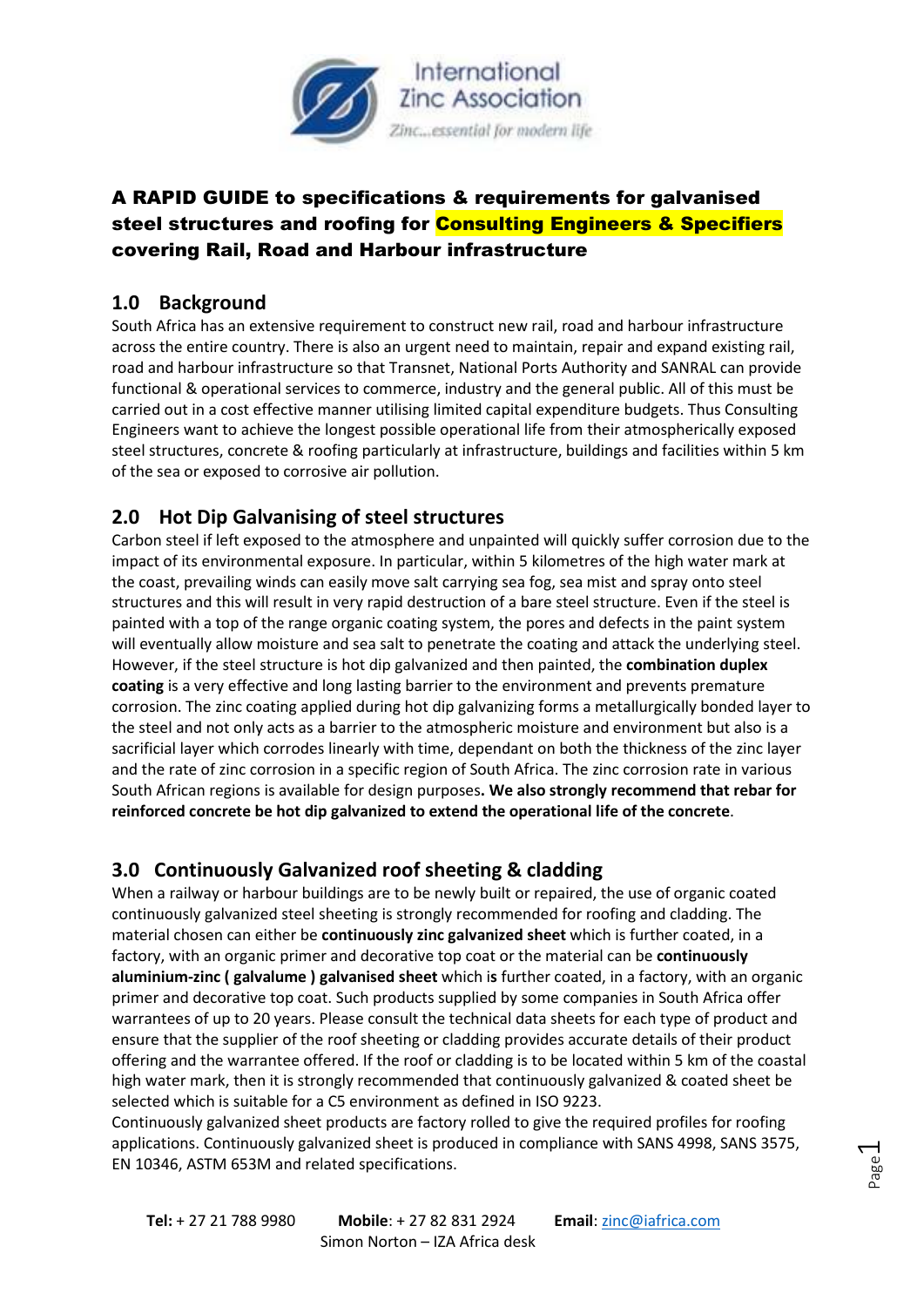International Zinc Association

*Zinc...essential for modern life*

# A RAPID GUIDE to specifications & requirements for galvanised steel structures and roofing for Consulting Engineers & Specifiers covering Rail, Road and Harbour infrastructure

## 1.0 Background

South Africa has an extensive requirement to construct new rail, road and harbour infrastructure across the entire country. There is also an urgent need to maintain, repair and expand existing rail, road and harbour infrastructure so that Transnet, National Ports Authority and SANRAL can provide functional & operational services to commerce, industry and the general public. All of this must be carried out in a cost effective manner utilising limited capital expenditure budgets. Thus Consulting Engineers want to achieve the longest possible operational life from their atmospherically exposed steel structures, concrete & roofing particularly at infrastructure, buildings and facilities within 5 km of the sea or exposed to corrosive air pollution.

## 2.0 Hot Dip Galvanising of steel structures

Carbon steel if left exposed to the atmosphere and unpainted will quickly suffer corrosion due to the impact of its environmental exposure. In particular, within 5 kilometres of the high water mark at the coast, prevailing winds can easily move salt carrying sea fog, sea mist and spray onto steel structures and this will result in very rapid destruction of a bare steel structure. Even if the steel is painted with a top of the range organic coating system, the pores and defects in the paint system will eventually allow moisture and sea salt to penetrate the coating and attack the underlying steel. However, if the steel structure is hot dip galvanized and then painted, the **combination duplex coating** is a very effective and long lasting barrier to the environment and prevents premature corrosion. The zinc coating applied during hot dip galvanizing forms a metallurgically bonded layer to the steel and not only acts as a barrier to the atmospheric moisture and environment but also is a sacrificial layer which corrodes linearly with time, dependant on both the thickness of the zinc layer and the rate of zinc corrosion in a specific region of South Africa. The zinc corrosion rate in various South African regions is available for design purposes**. We also strongly recommend that rebar for reinforced concrete be hot dip galvanized to extend the operational life of the concrete**.

## 3.0 Continuously Galvanized roof sheeting & cladding

When a railway or harbour buildings are to be newly built or repaired, the use of organic coated continuously galvanized steel sheeting is strongly recommended for roofing and cladding. The material chosen can either be **continuously zinc galvanized sheet** which is further coated, in a factory, with an organic primer and decorative top coat or the material can be **continuously aluminium-zinc ( galvalume ) galvanised sheet** which is further coated, in a factory, with an organic primer and decorative top coat. Such products supplied by some companies in South Africa offer warrantees of up to 20 years. Please consult the technical data sheets for each type of product and ensure that the supplier of the roof sheeting or cladding provides accurate details of their product offering and the warrantee offered. If the roof or cladding is to be located within 5 km of the coastal high water mark, then it is strongly recommended that continuously galvanized & coated sheet be selected which is suitable for a C5 environment as defined in ISO 9223.

Continuously galvanized sheet products are factory rolled to give the required profiles for roofing applications. Continuously galvanized sheet is produced in compliance with SANS 4998, SANS 3575, EN 10346, ASTM 653M and related specifications.

**Tel:** + 27 21 788 9980 **Mobile**: + 27 82 831 2924 **Email**: zinc@iafrica.com
Simon Norton – IZA Africa desk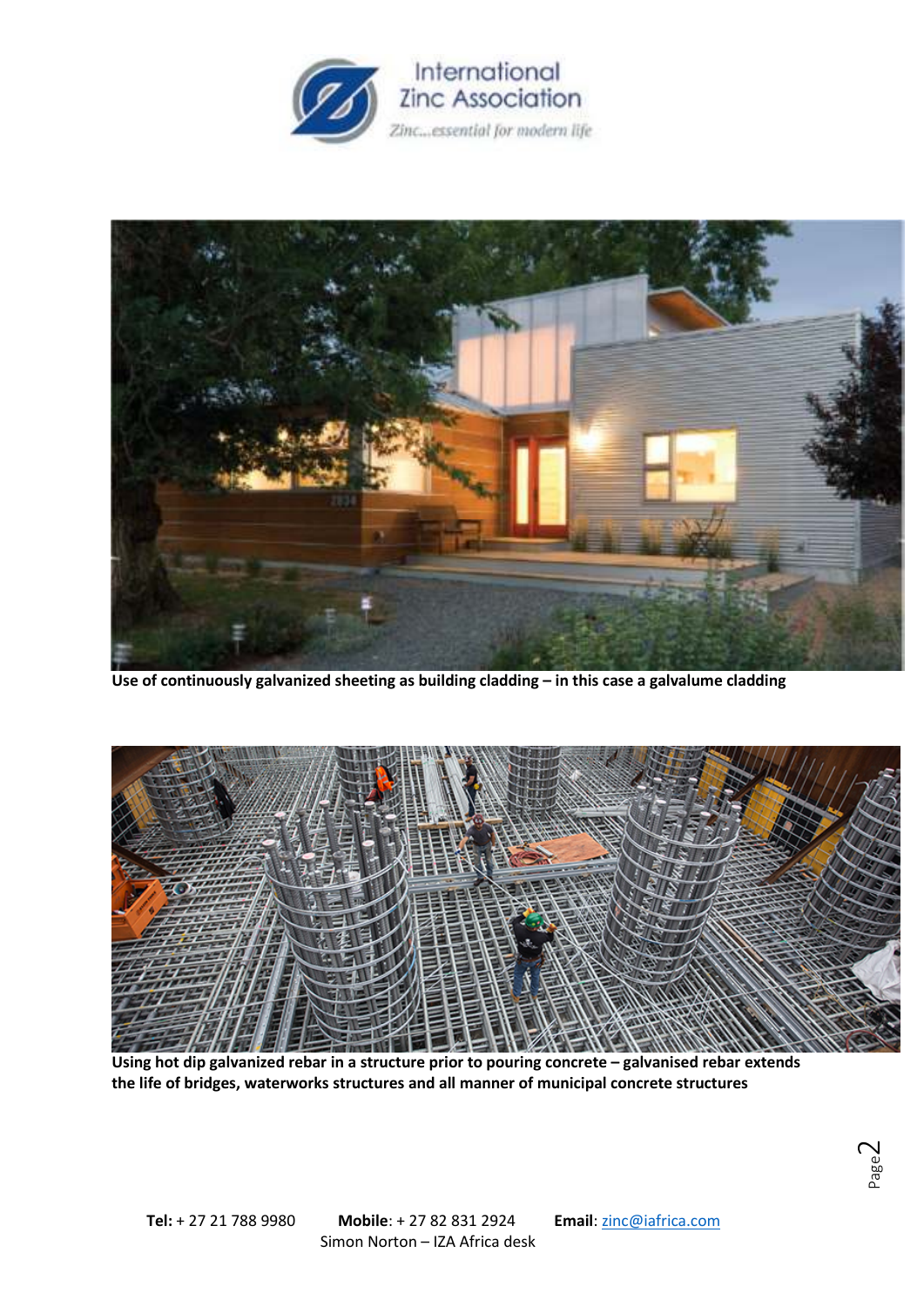**Use of continuously galvanized sheeting as building cladding – in this case a galvalume cladding**

**Using hot dip galvanized rebar in a structure prior to pouring concrete – galvanised rebar extends the life of bridges, waterworks structures and all manner of municipal concrete structures**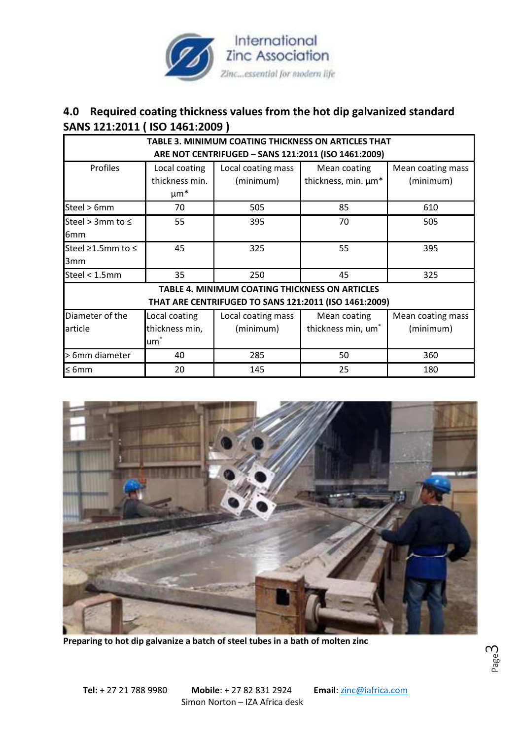## 4.0 Required coating thickness values from the hot dip galvanized standard SANS 121:2011 ( ISO 1461:2009 )

**TABLE 3. MINIMUM COATING THICKNESS ON ARTICLES THAT ARE NOT CENTRIFUGED – SANS 121:2011 (ISO 1461:2009)**

| Profiles | Local coating thickness min. µm* | Local coating mass (minimum) | Mean coating thickness, min. µm* | Mean coating mass (minimum) |
|---|---|---|---|---|
| Steel > 6mm | 70 | 505 | 85 | 610 |
| Steel > 3mm to ≤ 6mm | 55 | 395 | 70 | 505 |
| Steel ≥1.5mm to ≤ 3mm | 45 | 325 | 55 | 395 |
| Steel < 1.5mm | 35 | 250 | 45 | 325 |

**TABLE 4. MINIMUM COATING THICKNESS ON ARTICLES THAT ARE CENTRIFUGED TO SANS 121:2011 (ISO 1461:2009)**

| Diameter of the article | Local coating thickness min, um* | Local coating mass (minimum) | Mean coating thickness min, um* | Mean coating mass (minimum) |
|---|---|---|---|---|
| > 6mm diameter | 40 | 285 | 50 | 360 |
| ≤ 6mm | 20 | 145 | 25 | 180 |

**Preparing to hot dip galvanize a batch of steel tubes in a bath of molten zinc**

**Tel:** + 27 21 788 9980 **Mobile**: + 27 82 831 2924 **Email**: zinc@iafrica.com
Simon Norton – IZA Africa desk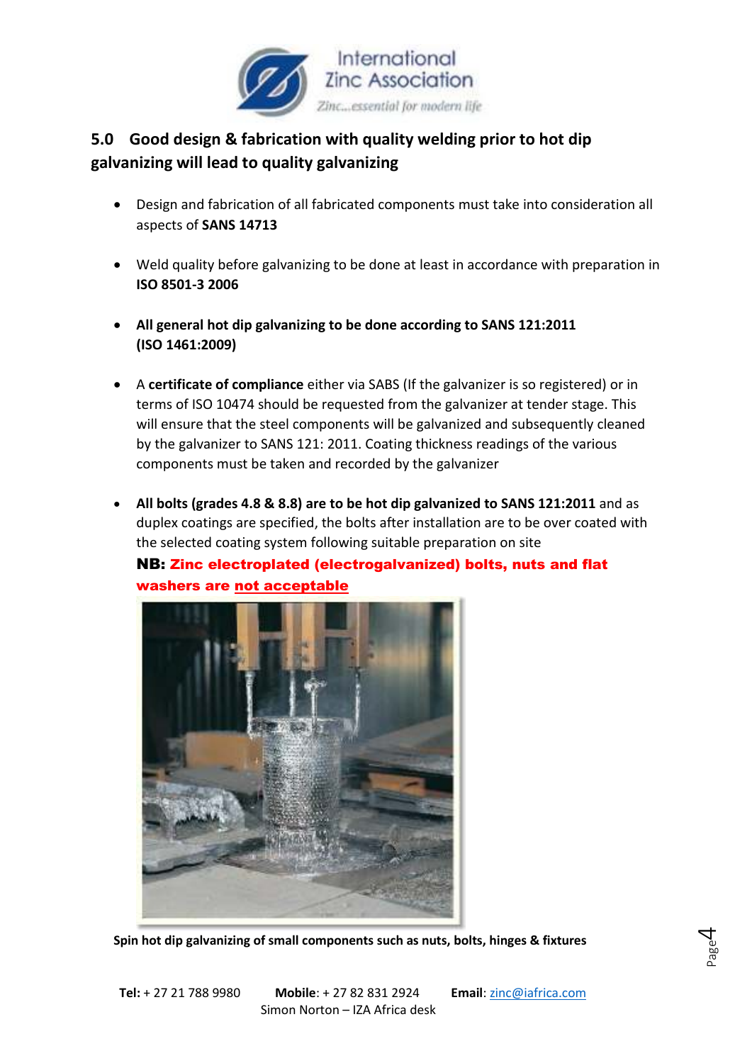## 5.0 Good design & fabrication with quality welding prior to hot dip galvanizing will lead to quality galvanizing

- Design and fabrication of all fabricated components must take into consideration all aspects of **SANS 14713**

- Weld quality before galvanizing to be done at least in accordance with preparation in **ISO 8501-3 2006**

- **All general hot dip galvanizing to be done according to SANS 121:2011 (ISO 1461:2009)**

- A **certificate of compliance** either via SABS (If the galvanizer is so registered) or in terms of ISO 10474 should be requested from the galvanizer at tender stage. This will ensure that the steel components will be galvanized and subsequently cleaned by the galvanizer to SANS 121: 2011. Coating thickness readings of the various components must be taken and recorded by the galvanizer

- **All bolts (grades 4.8 & 8.8) are to be hot dip galvanized to SANS 121:2011** and as duplex coatings are specified, the bolts after installation are to be over coated with the selected coating system following suitable preparation on site

  **NB: Zinc electroplated (electrogalvanized) bolts, nuts and flat washers are not acceptable**

**Spin hot dip galvanizing of small components such as nuts, bolts, hinges & fixtures**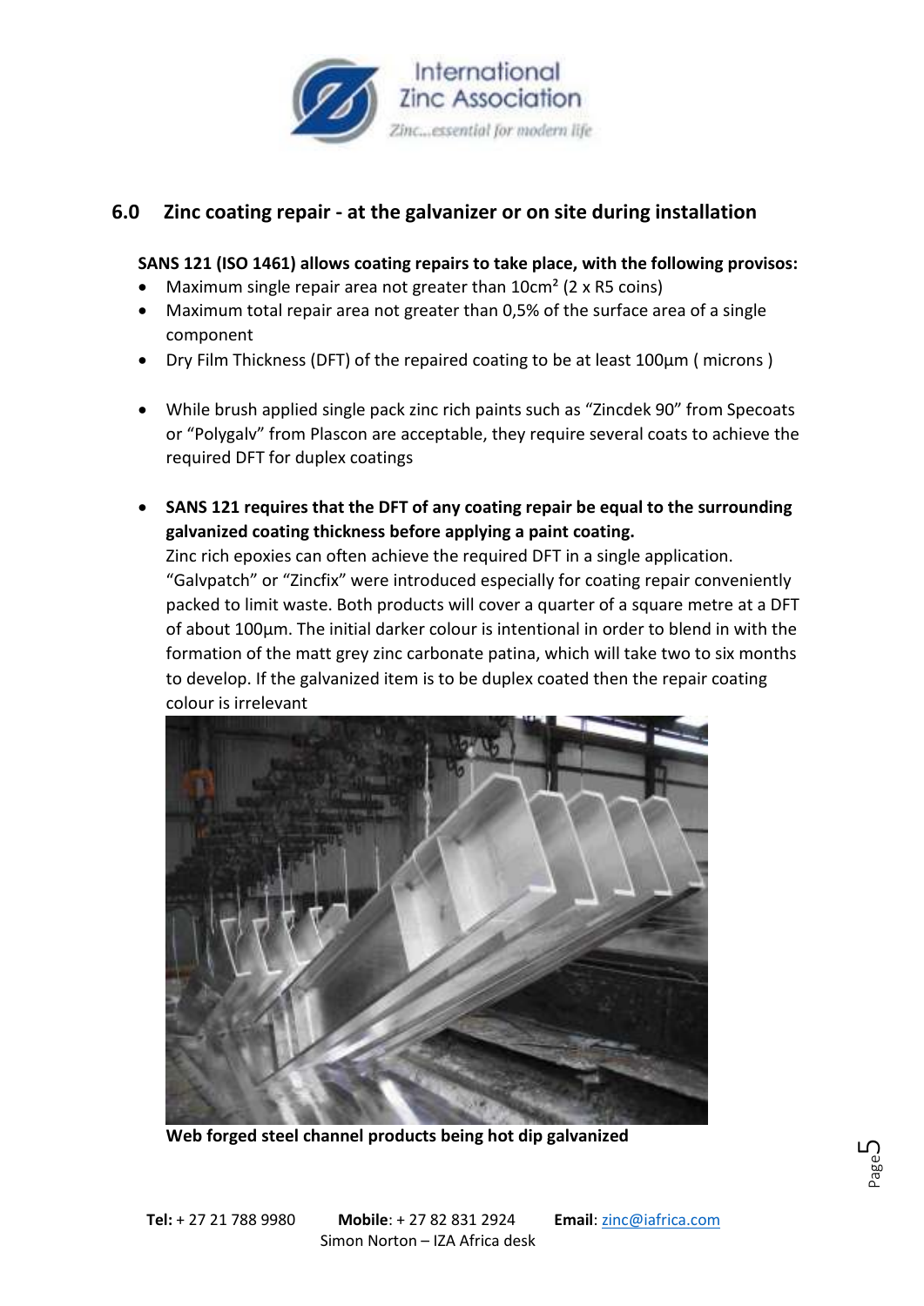## 6.0 Zinc coating repair - at the galvanizer or on site during installation

**SANS 121 (ISO 1461) allows coating repairs to take place, with the following provisos:**

- Maximum single repair area not greater than 10cm² (2 x R5 coins)
- Maximum total repair area not greater than 0,5% of the surface area of a single component
- Dry Film Thickness (DFT) of the repaired coating to be at least 100µm ( microns )

- While brush applied single pack zinc rich paints such as "Zincdek 90" from Specoats or "Polygalv" from Plascon are acceptable, they require several coats to achieve the required DFT for duplex coatings

- **SANS 121 requires that the DFT of any coating repair be equal to the surrounding galvanized coating thickness before applying a paint coating.**
  Zinc rich epoxies can often achieve the required DFT in a single application. "Galvpatch" or "Zincfix" were introduced especially for coating repair conveniently packed to limit waste. Both products will cover a quarter of a square metre at a DFT of about 100µm. The initial darker colour is intentional in order to blend in with the formation of the matt grey zinc carbonate patina, which will take two to six months to develop. If the galvanized item is to be duplex coated then the repair coating colour is irrelevant

**Web forged steel channel products being hot dip galvanized**

**Tel:** + 27 21 788 9980 **Mobile**: + 27 82 831 2924 **Email**: zinc@iafrica.com
Simon Norton – IZA Africa desk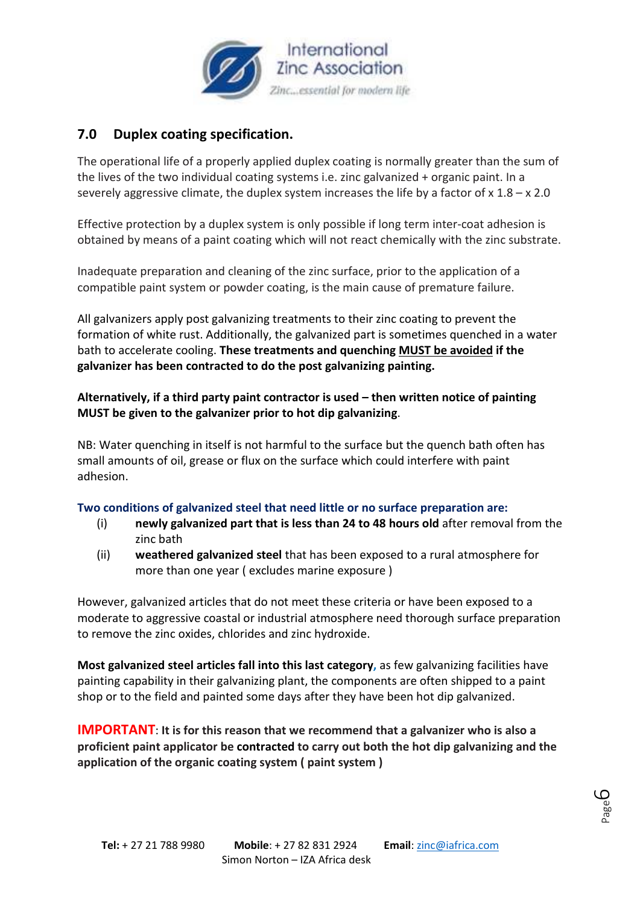## 7.0 Duplex coating specification.

The operational life of a properly applied duplex coating is normally greater than the sum of the lives of the two individual coating systems i.e. zinc galvanized + organic paint. In a severely aggressive climate, the duplex system increases the life by a factor of x 1.8 – x 2.0

Effective protection by a duplex system is only possible if long term inter-coat adhesion is obtained by means of a paint coating which will not react chemically with the zinc substrate.

Inadequate preparation and cleaning of the zinc surface, prior to the application of a compatible paint system or powder coating, is the main cause of premature failure.

All galvanizers apply post galvanizing treatments to their zinc coating to prevent the formation of white rust. Additionally, the galvanized part is sometimes quenched in a water bath to accelerate cooling. **These treatments and quenching <u>MUST be avoided</u> if the galvanizer has been contracted to do the post galvanizing painting.**

**Alternatively, if a third party paint contractor is used – then written notice of painting MUST be given to the galvanizer prior to hot dip galvanizing**.

NB: Water quenching in itself is not harmful to the surface but the quench bath often has small amounts of oil, grease or flux on the surface which could interfere with paint adhesion.

**Two conditions of galvanized steel that need little or no surface preparation are:**

(i) **newly galvanized part that is less than 24 to 48 hours old** after removal from the zinc bath

(ii) **weathered galvanized steel** that has been exposed to a rural atmosphere for more than one year ( excludes marine exposure )

However, galvanized articles that do not meet these criteria or have been exposed to a moderate to aggressive coastal or industrial atmosphere need thorough surface preparation to remove the zinc oxides, chlorides and zinc hydroxide.

**Most galvanized steel articles fall into this last category**, as few galvanizing facilities have painting capability in their galvanizing plant, the components are often shipped to a paint shop or to the field and painted some days after they have been hot dip galvanized.

**IMPORTANT**: **It is for this reason that we recommend that a galvanizer who is also a proficient paint applicator be contracted to carry out both the hot dip galvanizing and the application of the organic coating system ( paint system )**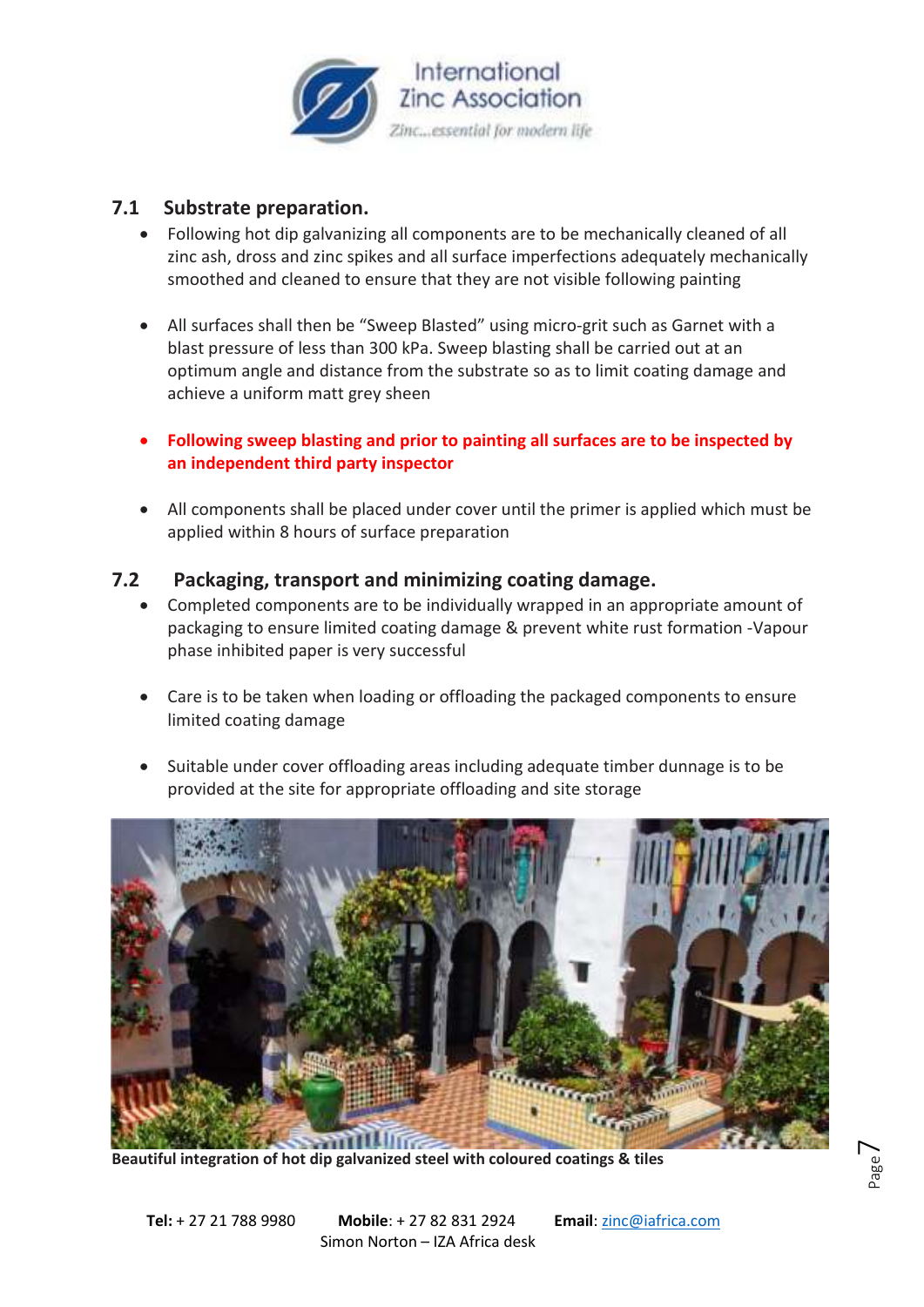## 7.1 Substrate preparation.

- Following hot dip galvanizing all components are to be mechanically cleaned of all zinc ash, dross and zinc spikes and all surface imperfections adequately mechanically smoothed and cleaned to ensure that they are not visible following painting

- All surfaces shall then be "Sweep Blasted" using micro-grit such as Garnet with a blast pressure of less than 300 kPa. Sweep blasting shall be carried out at an optimum angle and distance from the substrate so as to limit coating damage and achieve a uniform matt grey sheen

- **Following sweep blasting and prior to painting all surfaces are to be inspected by an independent third party inspector**

- All components shall be placed under cover until the primer is applied which must be applied within 8 hours of surface preparation

## 7.2 Packaging, transport and minimizing coating damage.

- Completed components are to be individually wrapped in an appropriate amount of packaging to ensure limited coating damage & prevent white rust formation -Vapour phase inhibited paper is very successful

- Care is to be taken when loading or offloading the packaged components to ensure limited coating damage

- Suitable under cover offloading areas including adequate timber dunnage is to be provided at the site for appropriate offloading and site storage

**Beautiful integration of hot dip galvanized steel with coloured coatings & tiles**

**Tel:** + 27 21 788 9980 **Mobile**: + 27 82 831 2924 **Email**: zinc@iafrica.com
Simon Norton – IZA Africa desk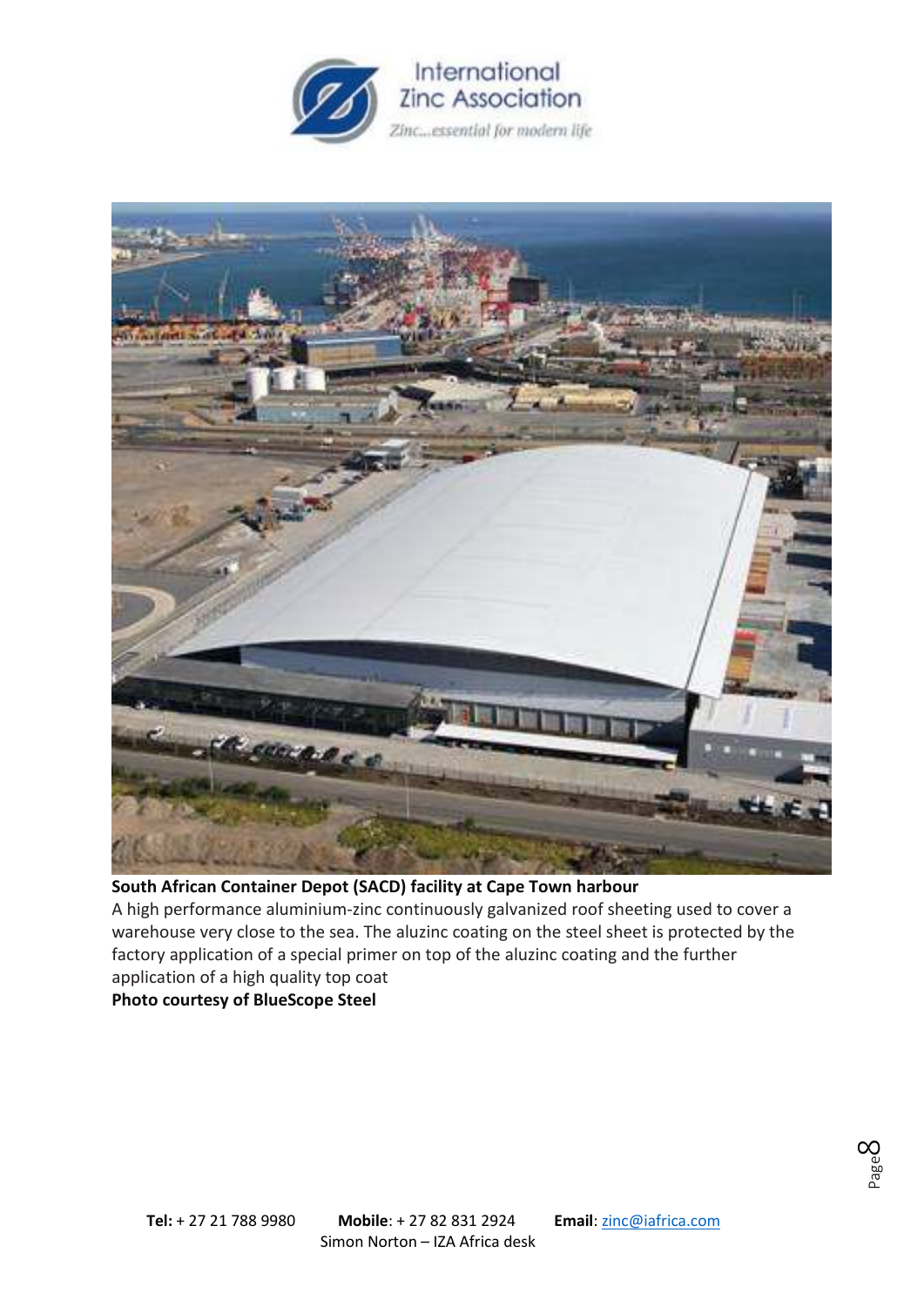**South African Container Depot (SACD) facility at Cape Town harbour**

A high performance aluminium-zinc continuously galvanized roof sheeting used to cover a warehouse very close to the sea. The aluzinc coating on the steel sheet is protected by the factory application of a special primer on top of the aluzinc coating and the further application of a high quality top coat

**Photo courtesy of BlueScope Steel**